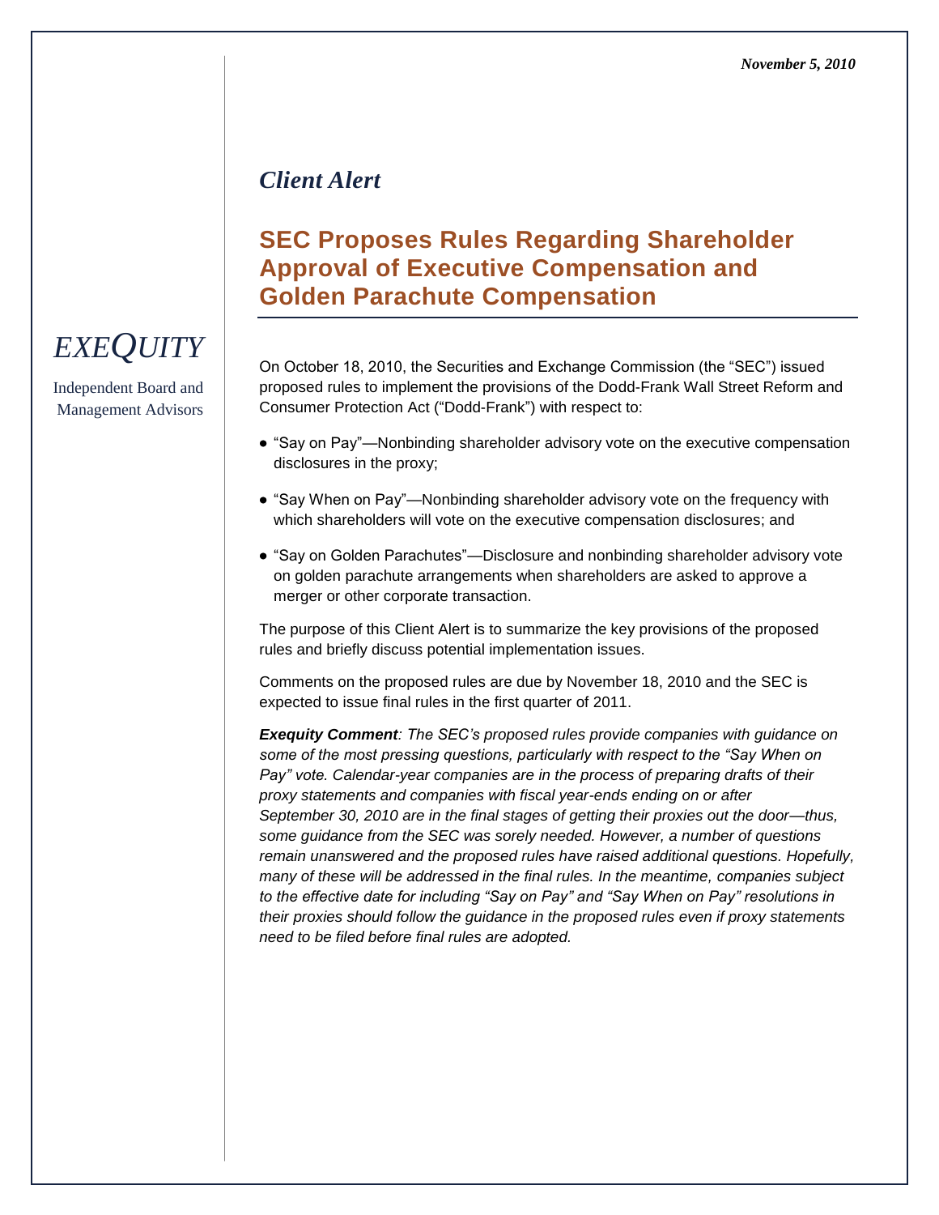*November 5, 2010*

*EXEQUITY*

Independent Board and Management Advisors

*Client Alert*

# SEC Proposes Rules Regarding Shareholder Approval of Executive Compensation and Golden Parachute Compensation

On October 18, 2010, the Securities and Exchange Commission (the "SEC") issued proposed rules to implement the provisions of the Dodd-Frank Wall Street Reform and Consumer Protection Act ("Dodd-Frank") with respect to:

- "Say on Pay"—Nonbinding shareholder advisory vote on the executive compensation disclosures in the proxy;
- "Say When on Pay"—Nonbinding shareholder advisory vote on the frequency with which shareholders will vote on the executive compensation disclosures; and
- "Say on Golden Parachutes"—Disclosure and nonbinding shareholder advisory vote on golden parachute arrangements when shareholders are asked to approve a merger or other corporate transaction.

The purpose of this Client Alert is to summarize the key provisions of the proposed rules and briefly discuss potential implementation issues.

Comments on the proposed rules are due by November 18, 2010 and the SEC is expected to issue final rules in the first quarter of 2011.

***Exequity Comment**: The SEC's proposed rules provide companies with guidance on some of the most pressing questions, particularly with respect to the "Say When on Pay" vote. Calendar-year companies are in the process of preparing drafts of their proxy statements and companies with fiscal year-ends ending on or after September 30, 2010 are in the final stages of getting their proxies out the door—thus, some guidance from the SEC was sorely needed. However, a number of questions remain unanswered and the proposed rules have raised additional questions. Hopefully, many of these will be addressed in the final rules. In the meantime, companies subject to the effective date for including "Say on Pay" and "Say When on Pay" resolutions in their proxies should follow the guidance in the proposed rules even if proxy statements need to be filed before final rules are adopted.*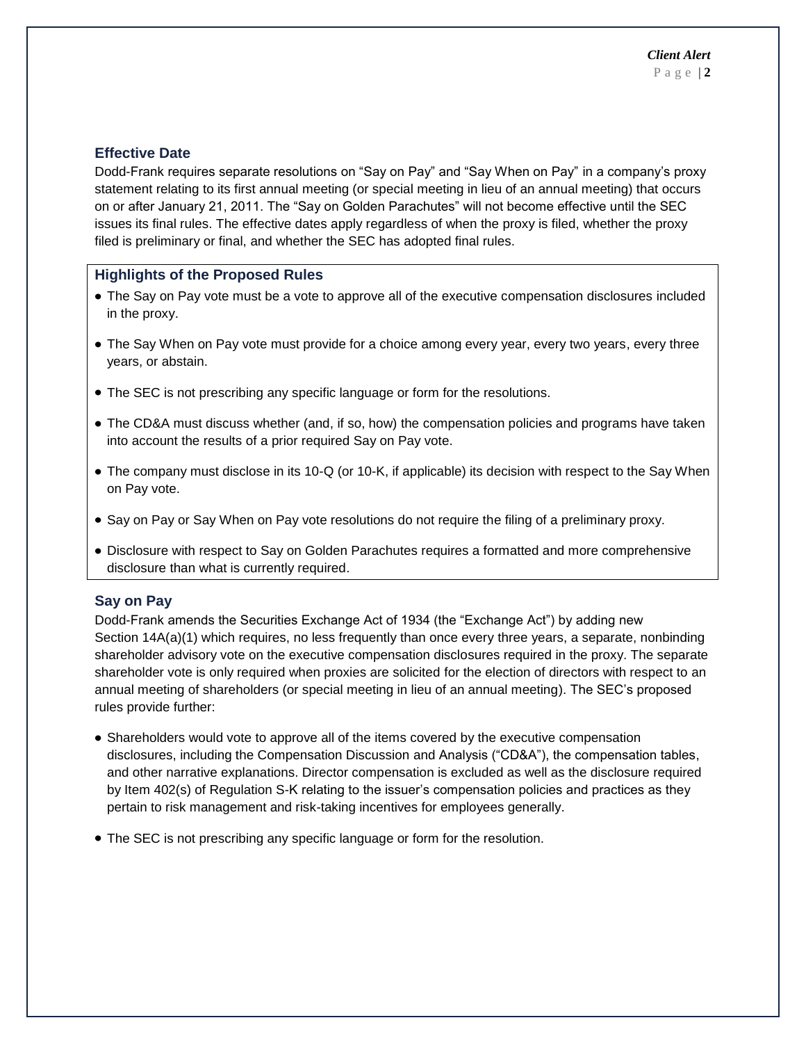## Effective Date

Dodd-Frank requires separate resolutions on "Say on Pay" and "Say When on Pay" in a company's proxy statement relating to its first annual meeting (or special meeting in lieu of an annual meeting) that occurs on or after January 21, 2011. The "Say on Golden Parachutes" will not become effective until the SEC issues its final rules. The effective dates apply regardless of when the proxy is filed, whether the proxy filed is preliminary or final, and whether the SEC has adopted final rules.

## Highlights of the Proposed Rules

- The Say on Pay vote must be a vote to approve all of the executive compensation disclosures included in the proxy.
- The Say When on Pay vote must provide for a choice among every year, every two years, every three years, or abstain.
- The SEC is not prescribing any specific language or form for the resolutions.
- The CD&A must discuss whether (and, if so, how) the compensation policies and programs have taken into account the results of a prior required Say on Pay vote.
- The company must disclose in its 10-Q (or 10-K, if applicable) its decision with respect to the Say When on Pay vote.
- Say on Pay or Say When on Pay vote resolutions do not require the filing of a preliminary proxy.
- Disclosure with respect to Say on Golden Parachutes requires a formatted and more comprehensive disclosure than what is currently required.

## Say on Pay

Dodd-Frank amends the Securities Exchange Act of 1934 (the "Exchange Act") by adding new Section 14A(a)(1) which requires, no less frequently than once every three years, a separate, nonbinding shareholder advisory vote on the executive compensation disclosures required in the proxy. The separate shareholder vote is only required when proxies are solicited for the election of directors with respect to an annual meeting of shareholders (or special meeting in lieu of an annual meeting). The SEC's proposed rules provide further:

- Shareholders would vote to approve all of the items covered by the executive compensation disclosures, including the Compensation Discussion and Analysis ("CD&A"), the compensation tables, and other narrative explanations. Director compensation is excluded as well as the disclosure required by Item 402(s) of Regulation S-K relating to the issuer's compensation policies and practices as they pertain to risk management and risk-taking incentives for employees generally.
- The SEC is not prescribing any specific language or form for the resolution.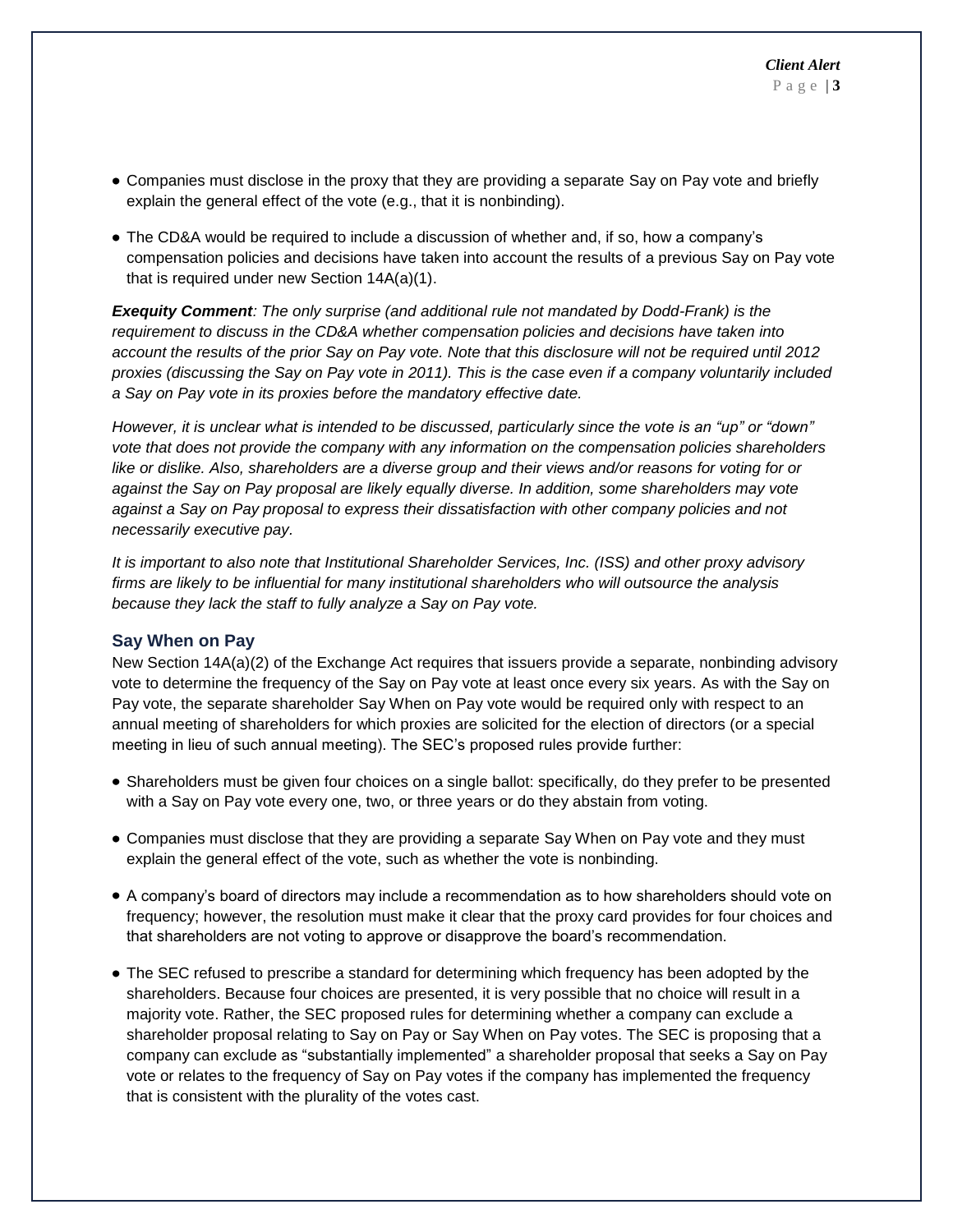- Companies must disclose in the proxy that they are providing a separate Say on Pay vote and briefly explain the general effect of the vote (e.g., that it is nonbinding).
- The CD&A would be required to include a discussion of whether and, if so, how a company's compensation policies and decisions have taken into account the results of a previous Say on Pay vote that is required under new Section 14A(a)(1).

***Exequity Comment****: The only surprise (and additional rule not mandated by Dodd-Frank) is the requirement to discuss in the CD&A whether compensation policies and decisions have taken into account the results of the prior Say on Pay vote. Note that this disclosure will not be required until 2012 proxies (discussing the Say on Pay vote in 2011). This is the case even if a company voluntarily included a Say on Pay vote in its proxies before the mandatory effective date.*

*However, it is unclear what is intended to be discussed, particularly since the vote is an "up" or "down" vote that does not provide the company with any information on the compensation policies shareholders like or dislike. Also, shareholders are a diverse group and their views and/or reasons for voting for or against the Say on Pay proposal are likely equally diverse. In addition, some shareholders may vote against a Say on Pay proposal to express their dissatisfaction with other company policies and not necessarily executive pay.*

*It is important to also note that Institutional Shareholder Services, Inc. (ISS) and other proxy advisory firms are likely to be influential for many institutional shareholders who will outsource the analysis because they lack the staff to fully analyze a Say on Pay vote.*

### Say When on Pay

New Section 14A(a)(2) of the Exchange Act requires that issuers provide a separate, nonbinding advisory vote to determine the frequency of the Say on Pay vote at least once every six years. As with the Say on Pay vote, the separate shareholder Say When on Pay vote would be required only with respect to an annual meeting of shareholders for which proxies are solicited for the election of directors (or a special meeting in lieu of such annual meeting). The SEC's proposed rules provide further:

- Shareholders must be given four choices on a single ballot: specifically, do they prefer to be presented with a Say on Pay vote every one, two, or three years or do they abstain from voting.
- Companies must disclose that they are providing a separate Say When on Pay vote and they must explain the general effect of the vote, such as whether the vote is nonbinding.
- A company's board of directors may include a recommendation as to how shareholders should vote on frequency; however, the resolution must make it clear that the proxy card provides for four choices and that shareholders are not voting to approve or disapprove the board's recommendation.
- The SEC refused to prescribe a standard for determining which frequency has been adopted by the shareholders. Because four choices are presented, it is very possible that no choice will result in a majority vote. Rather, the SEC proposed rules for determining whether a company can exclude a shareholder proposal relating to Say on Pay or Say When on Pay votes. The SEC is proposing that a company can exclude as "substantially implemented" a shareholder proposal that seeks a Say on Pay vote or relates to the frequency of Say on Pay votes if the company has implemented the frequency that is consistent with the plurality of the votes cast.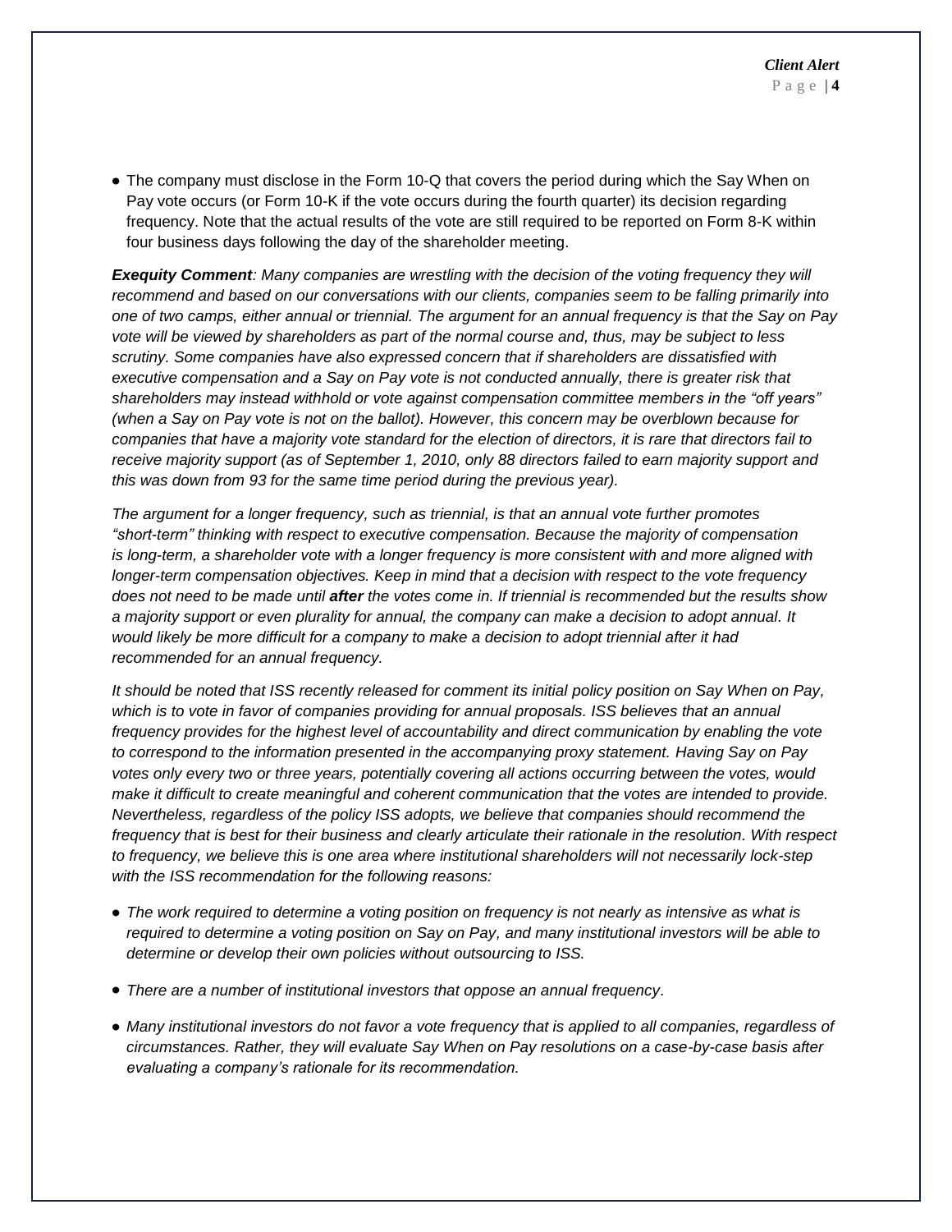- The company must disclose in the Form 10-Q that covers the period during which the Say When on Pay vote occurs (or Form 10-K if the vote occurs during the fourth quarter) its decision regarding frequency. Note that the actual results of the vote are still required to be reported on Form 8-K within four business days following the day of the shareholder meeting.

***Exequity Comment****: Many companies are wrestling with the decision of the voting frequency they will recommend and based on our conversations with our clients, companies seem to be falling primarily into one of two camps, either annual or triennial. The argument for an annual frequency is that the Say on Pay vote will be viewed by shareholders as part of the normal course and, thus, may be subject to less scrutiny. Some companies have also expressed concern that if shareholders are dissatisfied with executive compensation and a Say on Pay vote is not conducted annually, there is greater risk that shareholders may instead withhold or vote against compensation committee members in the "off years" (when a Say on Pay vote is not on the ballot). However, this concern may be overblown because for companies that have a majority vote standard for the election of directors, it is rare that directors fail to receive majority support (as of September 1, 2010, only 88 directors failed to earn majority support and this was down from 93 for the same time period during the previous year).*

*The argument for a longer frequency, such as triennial, is that an annual vote further promotes "short-term" thinking with respect to executive compensation. Because the majority of compensation is long-term, a shareholder vote with a longer frequency is more consistent with and more aligned with longer-term compensation objectives. Keep in mind that a decision with respect to the vote frequency does not need to be made until* ***after*** *the votes come in. If triennial is recommended but the results show a majority support or even plurality for annual, the company can make a decision to adopt annual. It would likely be more difficult for a company to make a decision to adopt triennial after it had recommended for an annual frequency.*

*It should be noted that ISS recently released for comment its initial policy position on Say When on Pay, which is to vote in favor of companies providing for annual proposals. ISS believes that an annual frequency provides for the highest level of accountability and direct communication by enabling the vote to correspond to the information presented in the accompanying proxy statement. Having Say on Pay votes only every two or three years, potentially covering all actions occurring between the votes, would make it difficult to create meaningful and coherent communication that the votes are intended to provide. Nevertheless, regardless of the policy ISS adopts, we believe that companies should recommend the frequency that is best for their business and clearly articulate their rationale in the resolution. With respect to frequency, we believe this is one area where institutional shareholders will not necessarily lock-step with the ISS recommendation for the following reasons:*

- *The work required to determine a voting position on frequency is not nearly as intensive as what is required to determine a voting position on Say on Pay, and many institutional investors will be able to determine or develop their own policies without outsourcing to ISS.*
- *There are a number of institutional investors that oppose an annual frequency.*
- *Many institutional investors do not favor a vote frequency that is applied to all companies, regardless of circumstances. Rather, they will evaluate Say When on Pay resolutions on a case-by-case basis after evaluating a company's rationale for its recommendation.*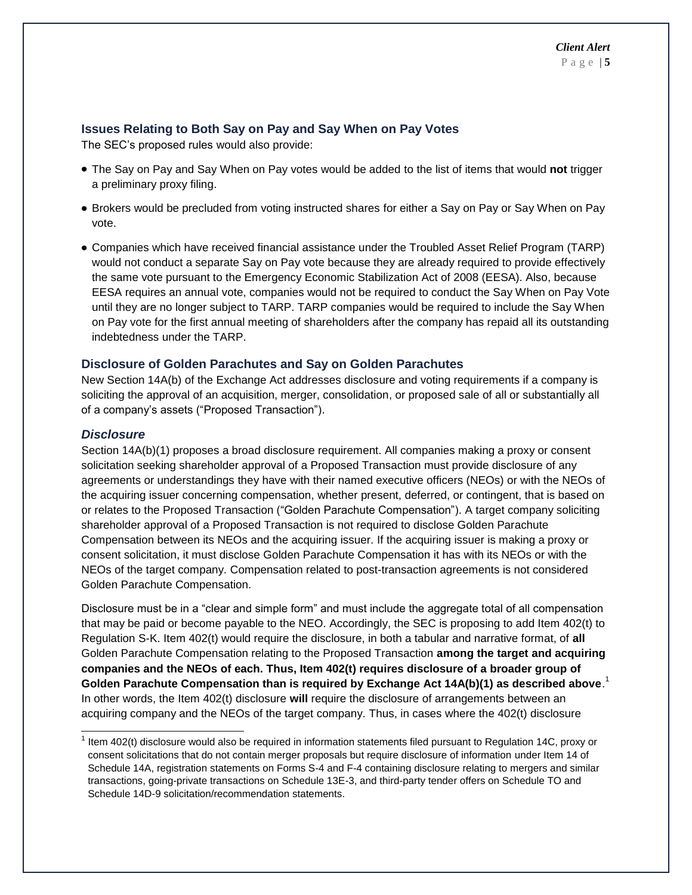## Issues Relating to Both Say on Pay and Say When on Pay Votes

The SEC's proposed rules would also provide:

- The Say on Pay and Say When on Pay votes would be added to the list of items that would **not** trigger a preliminary proxy filing.
- Brokers would be precluded from voting instructed shares for either a Say on Pay or Say When on Pay vote.
- Companies which have received financial assistance under the Troubled Asset Relief Program (TARP) would not conduct a separate Say on Pay vote because they are already required to provide effectively the same vote pursuant to the Emergency Economic Stabilization Act of 2008 (EESA). Also, because EESA requires an annual vote, companies would not be required to conduct the Say When on Pay Vote until they are no longer subject to TARP. TARP companies would be required to include the Say When on Pay vote for the first annual meeting of shareholders after the company has repaid all its outstanding indebtedness under the TARP.

## Disclosure of Golden Parachutes and Say on Golden Parachutes

New Section 14A(b) of the Exchange Act addresses disclosure and voting requirements if a company is soliciting the approval of an acquisition, merger, consolidation, or proposed sale of all or substantially all of a company's assets ("Proposed Transaction").

### *Disclosure*

Section 14A(b)(1) proposes a broad disclosure requirement. All companies making a proxy or consent solicitation seeking shareholder approval of a Proposed Transaction must provide disclosure of any agreements or understandings they have with their named executive officers (NEOs) or with the NEOs of the acquiring issuer concerning compensation, whether present, deferred, or contingent, that is based on or relates to the Proposed Transaction ("Golden Parachute Compensation"). A target company soliciting shareholder approval of a Proposed Transaction is not required to disclose Golden Parachute Compensation between its NEOs and the acquiring issuer. If the acquiring issuer is making a proxy or consent solicitation, it must disclose Golden Parachute Compensation it has with its NEOs or with the NEOs of the target company. Compensation related to post-transaction agreements is not considered Golden Parachute Compensation.

Disclosure must be in a "clear and simple form" and must include the aggregate total of all compensation that may be paid or become payable to the NEO. Accordingly, the SEC is proposing to add Item 402(t) to Regulation S-K. Item 402(t) would require the disclosure, in both a tabular and narrative format, of **all** Golden Parachute Compensation relating to the Proposed Transaction **among the target and acquiring companies and the NEOs of each. Thus, Item 402(t) requires disclosure of a broader group of Golden Parachute Compensation than is required by Exchange Act 14A(b)(1) as described above**.[1] In other words, the Item 402(t) disclosure **will** require the disclosure of arrangements between an acquiring company and the NEOs of the target company. Thus, in cases where the 402(t) disclosure

[1] Item 402(t) disclosure would also be required in information statements filed pursuant to Regulation 14C, proxy or consent solicitations that do not contain merger proposals but require disclosure of information under Item 14 of Schedule 14A, registration statements on Forms S-4 and F-4 containing disclosure relating to mergers and similar transactions, going-private transactions on Schedule 13E-3, and third-party tender offers on Schedule TO and Schedule 14D-9 solicitation/recommendation statements.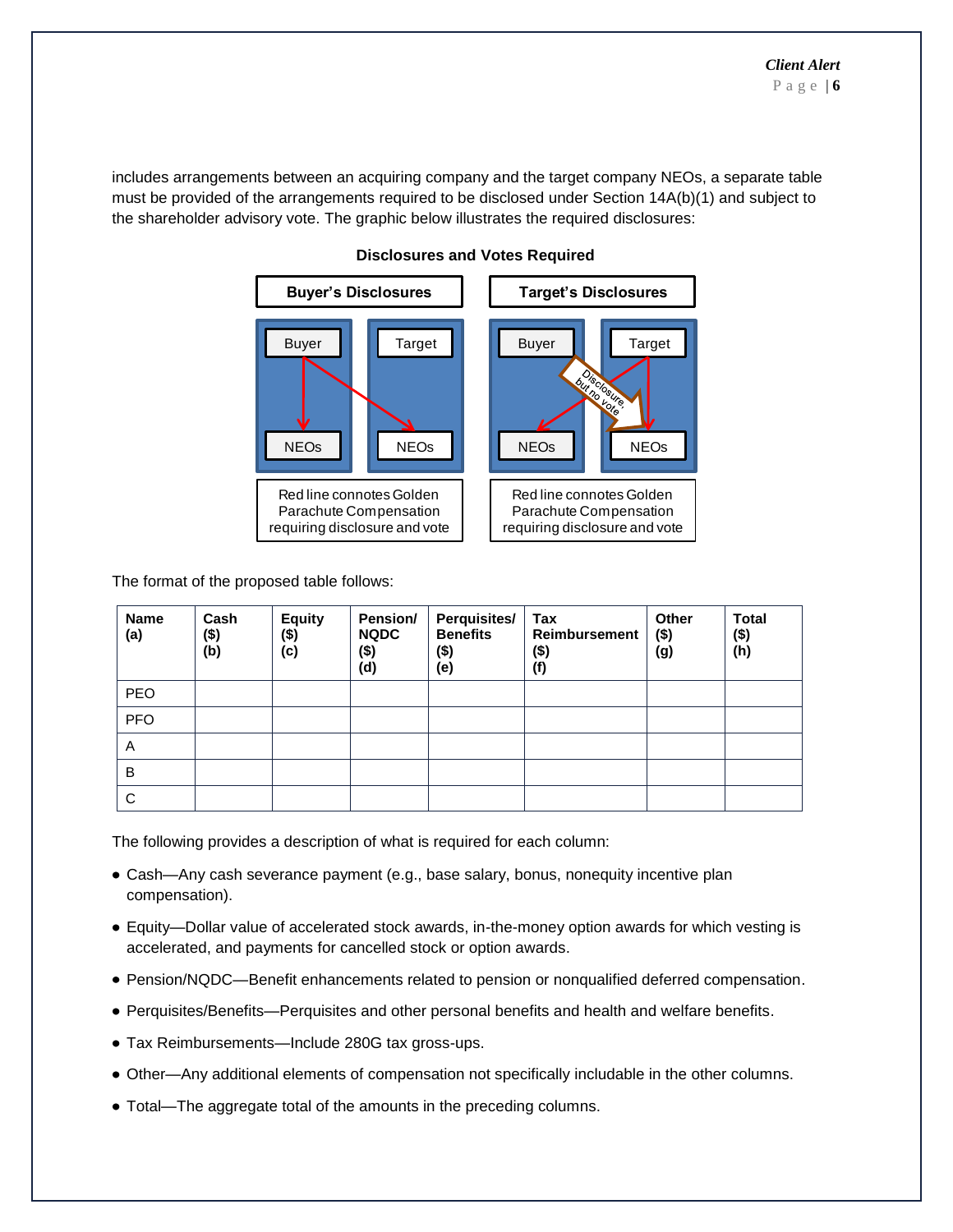includes arrangements between an acquiring company and the target company NEOs, a separate table must be provided of the arrangements required to be disclosed under Section 14A(b)(1) and subject to the shareholder advisory vote. The graphic below illustrates the required disclosures:

**Disclosures and Votes Required**

| Buyer's Disclosures | Target's Disclosures |
|---|---|
| Buyer → NEOs; Buyer → Target NEOs | Target → NEOs; Target → Buyer NEOs; Disclosure, but no vote |
| Red line connotes Golden Parachute Compensation requiring disclosure and vote | Red line connotes Golden Parachute Compensation requiring disclosure and vote |

The format of the proposed table follows:

| Name (a) | Cash ($) (b) | Equity ($) (c) | Pension/ NQDC ($) (d) | Perquisites/ Benefits ($) (e) | Tax Reimbursement ($) (f) | Other ($) (g) | Total ($) (h) |
|---|---|---|---|---|---|---|---|
| PEO | | | | | | | |
| PFO | | | | | | | |
| A | | | | | | | |
| B | | | | | | | |
| C | | | | | | | |

The following provides a description of what is required for each column:

- Cash—Any cash severance payment (e.g., base salary, bonus, nonequity incentive plan compensation).
- Equity—Dollar value of accelerated stock awards, in-the-money option awards for which vesting is accelerated, and payments for cancelled stock or option awards.
- Pension/NQDC—Benefit enhancements related to pension or nonqualified deferred compensation.
- Perquisites/Benefits—Perquisites and other personal benefits and health and welfare benefits.
- Tax Reimbursements—Include 280G tax gross-ups.
- Other—Any additional elements of compensation not specifically includable in the other columns.
- Total—The aggregate total of the amounts in the preceding columns.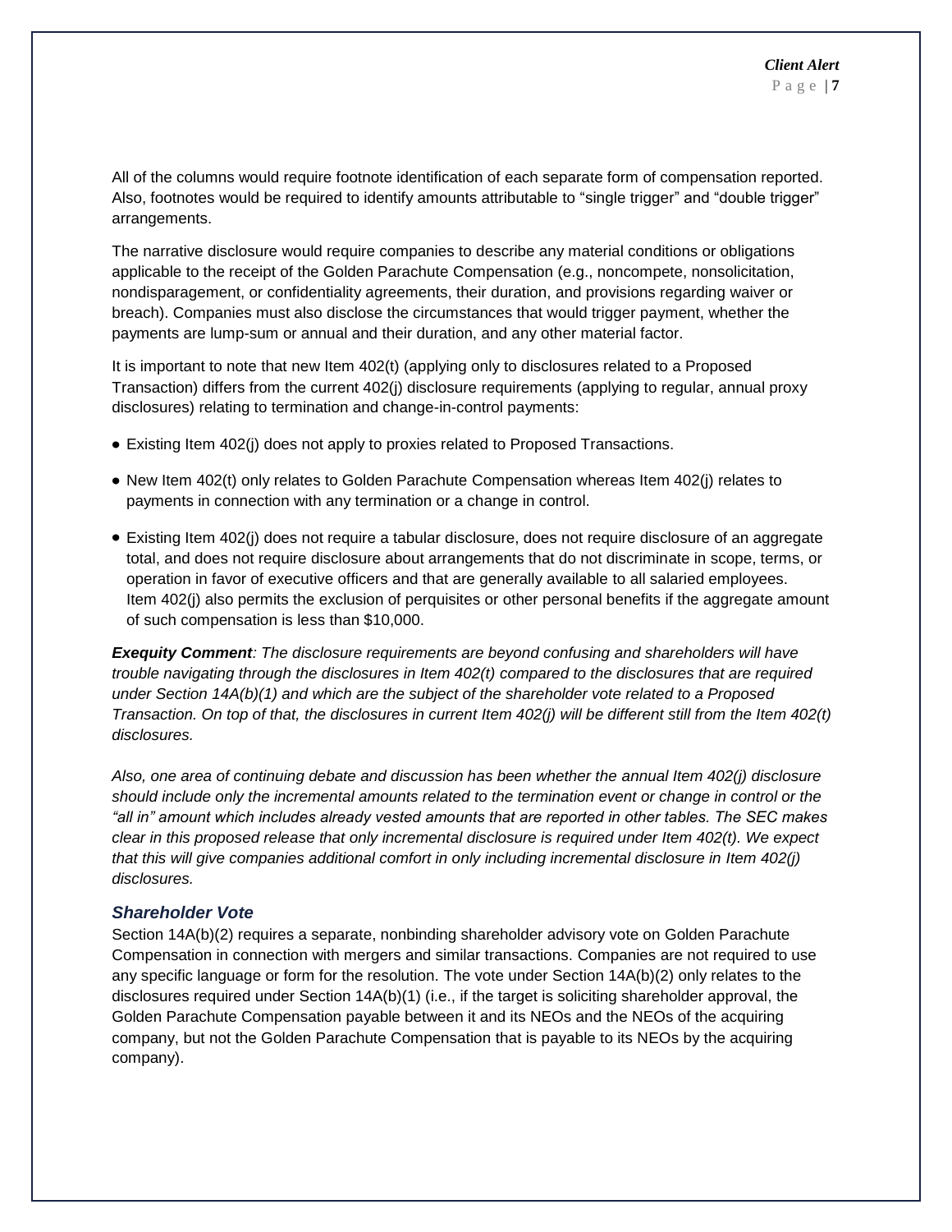All of the columns would require footnote identification of each separate form of compensation reported. Also, footnotes would be required to identify amounts attributable to "single trigger" and "double trigger" arrangements.

The narrative disclosure would require companies to describe any material conditions or obligations applicable to the receipt of the Golden Parachute Compensation (e.g., noncompete, nonsolicitation, nondisparagement, or confidentiality agreements, their duration, and provisions regarding waiver or breach). Companies must also disclose the circumstances that would trigger payment, whether the payments are lump-sum or annual and their duration, and any other material factor.

It is important to note that new Item 402(t) (applying only to disclosures related to a Proposed Transaction) differs from the current 402(j) disclosure requirements (applying to regular, annual proxy disclosures) relating to termination and change-in-control payments:

- Existing Item 402(j) does not apply to proxies related to Proposed Transactions.
- New Item 402(t) only relates to Golden Parachute Compensation whereas Item 402(j) relates to payments in connection with any termination or a change in control.
- Existing Item 402(j) does not require a tabular disclosure, does not require disclosure of an aggregate total, and does not require disclosure about arrangements that do not discriminate in scope, terms, or operation in favor of executive officers and that are generally available to all salaried employees. Item 402(j) also permits the exclusion of perquisites or other personal benefits if the aggregate amount of such compensation is less than $10,000.

***Exequity Comment****: The disclosure requirements are beyond confusing and shareholders will have trouble navigating through the disclosures in Item 402(t) compared to the disclosures that are required under Section 14A(b)(1) and which are the subject of the shareholder vote related to a Proposed Transaction. On top of that, the disclosures in current Item 402(j) will be different still from the Item 402(t) disclosures.*

*Also, one area of continuing debate and discussion has been whether the annual Item 402(j) disclosure should include only the incremental amounts related to the termination event or change in control or the "all in" amount which includes already vested amounts that are reported in other tables. The SEC makes clear in this proposed release that only incremental disclosure is required under Item 402(t). We expect that this will give companies additional comfort in only including incremental disclosure in Item 402(j) disclosures.*

### *Shareholder Vote*

Section 14A(b)(2) requires a separate, nonbinding shareholder advisory vote on Golden Parachute Compensation in connection with mergers and similar transactions. Companies are not required to use any specific language or form for the resolution. The vote under Section 14A(b)(2) only relates to the disclosures required under Section 14A(b)(1) (i.e., if the target is soliciting shareholder approval, the Golden Parachute Compensation payable between it and its NEOs and the NEOs of the acquiring company, but not the Golden Parachute Compensation that is payable to its NEOs by the acquiring company).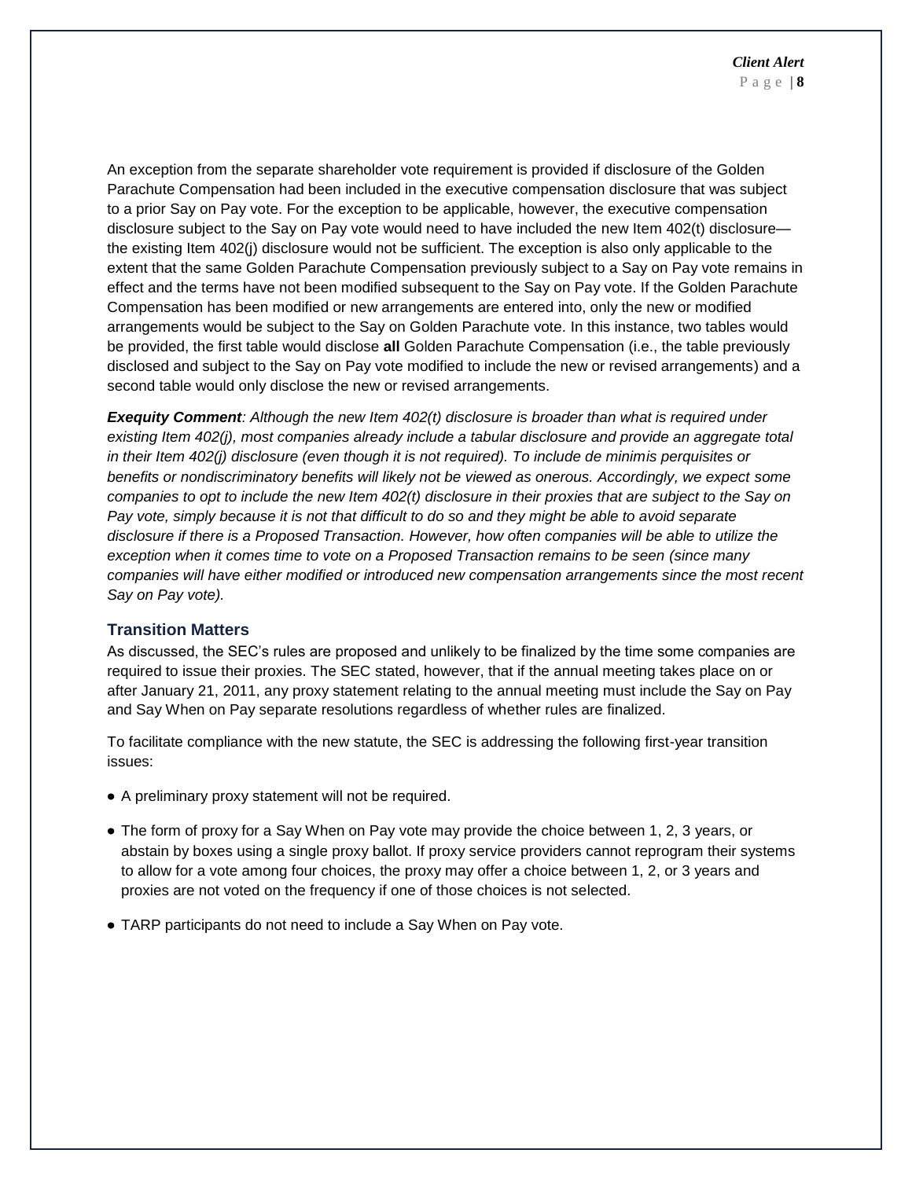An exception from the separate shareholder vote requirement is provided if disclosure of the Golden Parachute Compensation had been included in the executive compensation disclosure that was subject to a prior Say on Pay vote. For the exception to be applicable, however, the executive compensation disclosure subject to the Say on Pay vote would need to have included the new Item 402(t) disclosure—the existing Item 402(j) disclosure would not be sufficient. The exception is also only applicable to the extent that the same Golden Parachute Compensation previously subject to a Say on Pay vote remains in effect and the terms have not been modified subsequent to the Say on Pay vote. If the Golden Parachute Compensation has been modified or new arrangements are entered into, only the new or modified arrangements would be subject to the Say on Golden Parachute vote. In this instance, two tables would be provided, the first table would disclose **all** Golden Parachute Compensation (i.e., the table previously disclosed and subject to the Say on Pay vote modified to include the new or revised arrangements) and a second table would only disclose the new or revised arrangements.

***Exequity Comment****: Although the new Item 402(t) disclosure is broader than what is required under existing Item 402(j), most companies already include a tabular disclosure and provide an aggregate total in their Item 402(j) disclosure (even though it is not required). To include de minimis perquisites or benefits or nondiscriminatory benefits will likely not be viewed as onerous. Accordingly, we expect some companies to opt to include the new Item 402(t) disclosure in their proxies that are subject to the Say on Pay vote, simply because it is not that difficult to do so and they might be able to avoid separate disclosure if there is a Proposed Transaction. However, how often companies will be able to utilize the exception when it comes time to vote on a Proposed Transaction remains to be seen (since many companies will have either modified or introduced new compensation arrangements since the most recent Say on Pay vote).*

### Transition Matters

As discussed, the SEC's rules are proposed and unlikely to be finalized by the time some companies are required to issue their proxies. The SEC stated, however, that if the annual meeting takes place on or after January 21, 2011, any proxy statement relating to the annual meeting must include the Say on Pay and Say When on Pay separate resolutions regardless of whether rules are finalized.

To facilitate compliance with the new statute, the SEC is addressing the following first-year transition issues:

- A preliminary proxy statement will not be required.
- The form of proxy for a Say When on Pay vote may provide the choice between 1, 2, 3 years, or abstain by boxes using a single proxy ballot. If proxy service providers cannot reprogram their systems to allow for a vote among four choices, the proxy may offer a choice between 1, 2, or 3 years and proxies are not voted on the frequency if one of those choices is not selected.
- TARP participants do not need to include a Say When on Pay vote.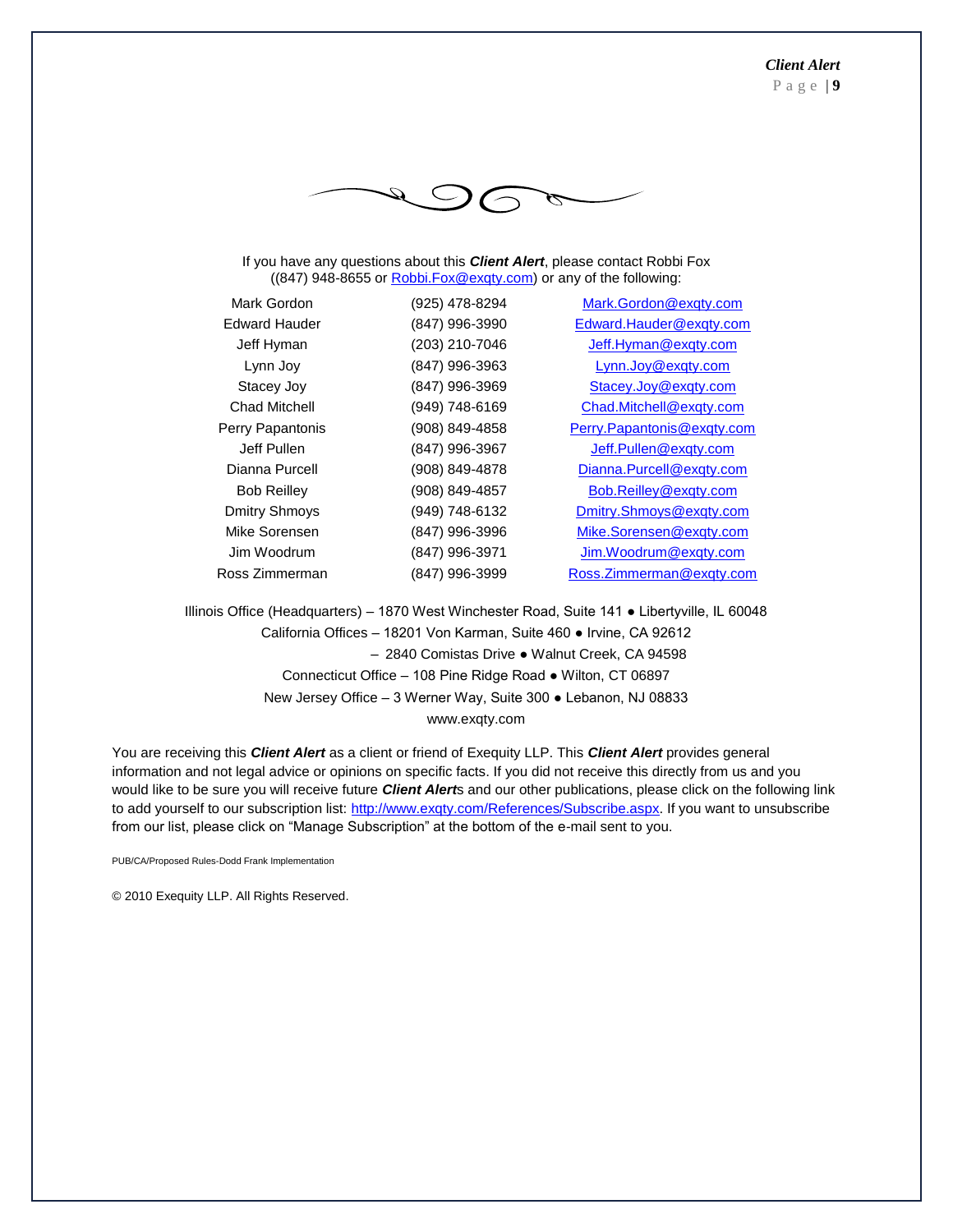If you have any questions about this ***Client Alert***, please contact Robbi Fox ((847) 948-8655 or Robbi.Fox@exqty.com) or any of the following:

| | | |
|---|---|---|
| Mark Gordon | (925) 478-8294 | Mark.Gordon@exqty.com |
| Edward Hauder | (847) 996-3990 | Edward.Hauder@exqty.com |
| Jeff Hyman | (203) 210-7046 | Jeff.Hyman@exqty.com |
| Lynn Joy | (847) 996-3963 | Lynn.Joy@exqty.com |
| Stacey Joy | (847) 996-3969 | Stacey.Joy@exqty.com |
| Chad Mitchell | (949) 748-6169 | Chad.Mitchell@exqty.com |
| Perry Papantonis | (908) 849-4858 | Perry.Papantonis@exqty.com |
| Jeff Pullen | (847) 996-3967 | Jeff.Pullen@exqty.com |
| Dianna Purcell | (908) 849-4878 | Dianna.Purcell@exqty.com |
| Bob Reilley | (908) 849-4857 | Bob.Reilley@exqty.com |
| Dmitry Shmoys | (949) 748-6132 | Dmitry.Shmoys@exqty.com |
| Mike Sorensen | (847) 996-3996 | Mike.Sorensen@exqty.com |
| Jim Woodrum | (847) 996-3971 | Jim.Woodrum@exqty.com |
| Ross Zimmerman | (847) 996-3999 | Ross.Zimmerman@exqty.com |

Illinois Office (Headquarters) – 1870 West Winchester Road, Suite 141 ● Libertyville, IL 60048

California Offices – 18201 Von Karman, Suite 460 ● Irvine, CA 92612

– 2840 Comistas Drive ● Walnut Creek, CA 94598

Connecticut Office – 108 Pine Ridge Road ● Wilton, CT 06897

New Jersey Office – 3 Werner Way, Suite 300 ● Lebanon, NJ 08833

www.exqty.com

You are receiving this ***Client Alert*** as a client or friend of Exequity LLP. This ***Client Alert*** provides general information and not legal advice or opinions on specific facts. If you did not receive this directly from us and you would like to be sure you will receive future ***Client Alert***s and our other publications, please click on the following link to add yourself to our subscription list: http://www.exqty.com/References/Subscribe.aspx. If you want to unsubscribe from our list, please click on "Manage Subscription" at the bottom of the e-mail sent to you.

PUB/CA/Proposed Rules-Dodd Frank Implementation

© 2010 Exequity LLP. All Rights Reserved.